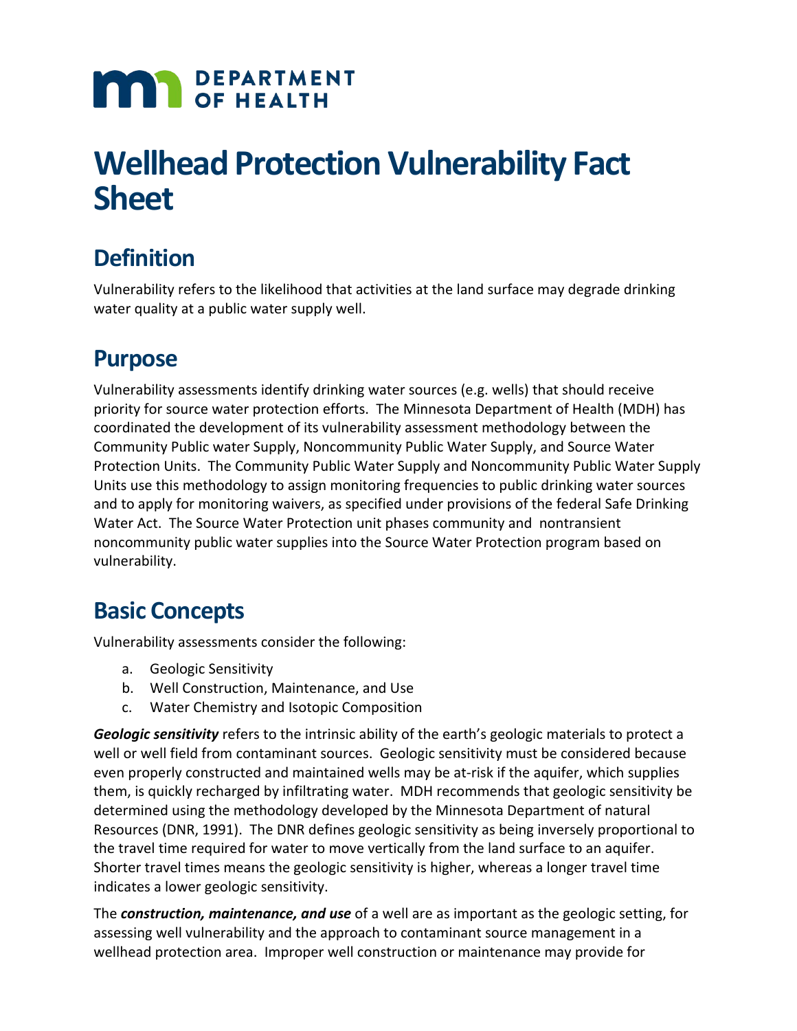DEPARTMENT OF HEALTH

# Wellhead Protection Vulnerability Fact Sheet

## Definition

Vulnerability refers to the likelihood that activities at the land surface may degrade drinking water quality at a public water supply well.

## Purpose

Vulnerability assessments identify drinking water sources (e.g. wells) that should receive priority for source water protection efforts. The Minnesota Department of Health (MDH) has coordinated the development of its vulnerability assessment methodology between the Community Public water Supply, Noncommunity Public Water Supply, and Source Water Protection Units. The Community Public Water Supply and Noncommunity Public Water Supply Units use this methodology to assign monitoring frequencies to public drinking water sources and to apply for monitoring waivers, as specified under provisions of the federal Safe Drinking Water Act. The Source Water Protection unit phases community and nontransient noncommunity public water supplies into the Source Water Protection program based on vulnerability.

## Basic Concepts

Vulnerability assessments consider the following:

a. Geologic Sensitivity
b. Well Construction, Maintenance, and Use
c. Water Chemistry and Isotopic Composition

***Geologic sensitivity*** refers to the intrinsic ability of the earth's geologic materials to protect a well or well field from contaminant sources. Geologic sensitivity must be considered because even properly constructed and maintained wells may be at-risk if the aquifer, which supplies them, is quickly recharged by infiltrating water. MDH recommends that geologic sensitivity be determined using the methodology developed by the Minnesota Department of natural Resources (DNR, 1991). The DNR defines geologic sensitivity as being inversely proportional to the travel time required for water to move vertically from the land surface to an aquifer. Shorter travel times means the geologic sensitivity is higher, whereas a longer travel time indicates a lower geologic sensitivity.

The ***construction, maintenance, and use*** of a well are as important as the geologic setting, for assessing well vulnerability and the approach to contaminant source management in a wellhead protection area. Improper well construction or maintenance may provide for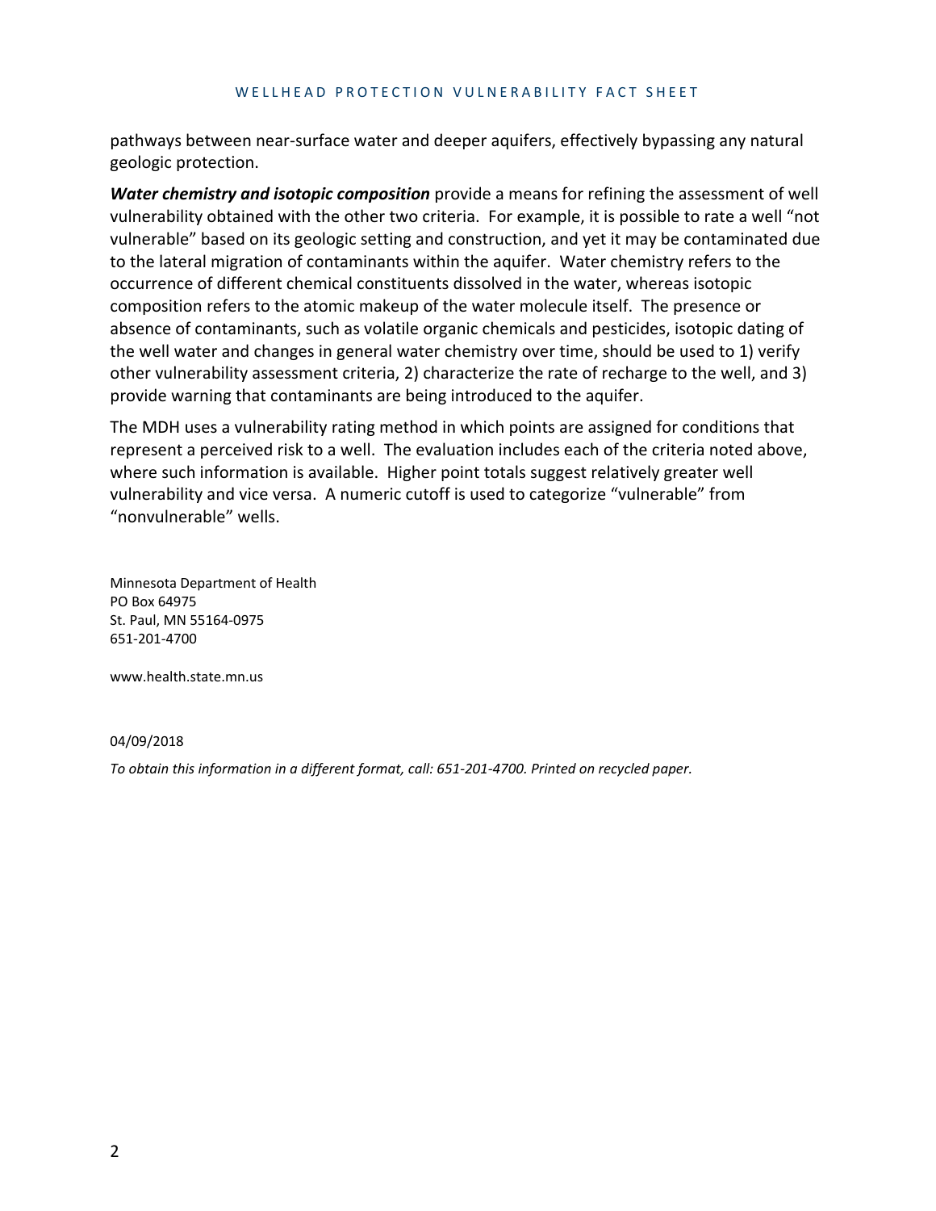pathways between near-surface water and deeper aquifers, effectively bypassing any natural geologic protection.

***Water chemistry and isotopic composition*** provide a means for refining the assessment of well vulnerability obtained with the other two criteria. For example, it is possible to rate a well "not vulnerable" based on its geologic setting and construction, and yet it may be contaminated due to the lateral migration of contaminants within the aquifer. Water chemistry refers to the occurrence of different chemical constituents dissolved in the water, whereas isotopic composition refers to the atomic makeup of the water molecule itself. The presence or absence of contaminants, such as volatile organic chemicals and pesticides, isotopic dating of the well water and changes in general water chemistry over time, should be used to 1) verify other vulnerability assessment criteria, 2) characterize the rate of recharge to the well, and 3) provide warning that contaminants are being introduced to the aquifer.

The MDH uses a vulnerability rating method in which points are assigned for conditions that represent a perceived risk to a well. The evaluation includes each of the criteria noted above, where such information is available. Higher point totals suggest relatively greater well vulnerability and vice versa. A numeric cutoff is used to categorize "vulnerable" from "nonvulnerable" wells.

Minnesota Department of Health
PO Box 64975
St. Paul, MN 55164-0975
651-201-4700

www.health.state.mn.us

04/09/2018

*To obtain this information in a different format, call: 651-201-4700. Printed on recycled paper.*